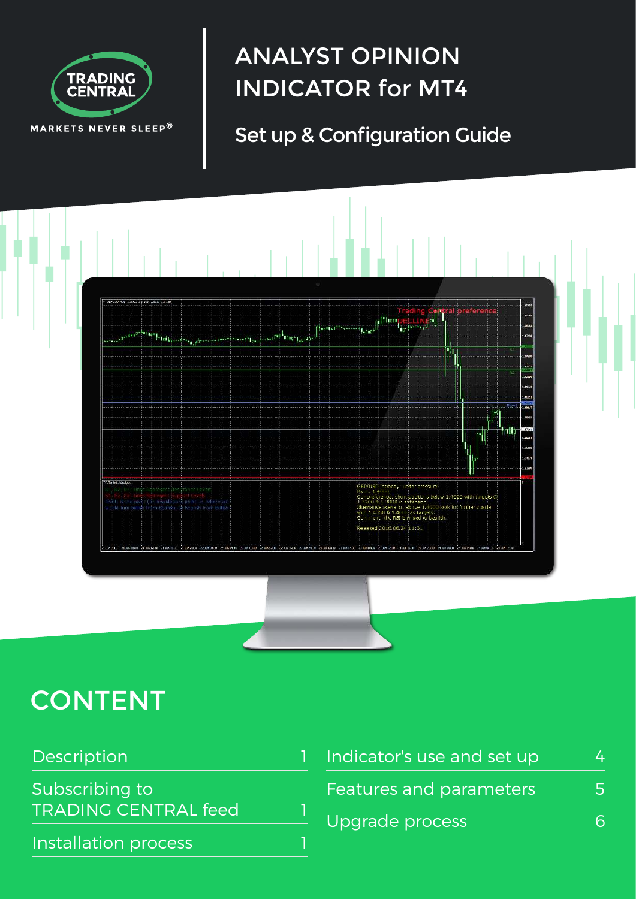TRADING CENTRAL

MARKETS NEVER SLEEP®

# ANALYST OPINION INDICATOR for MT4

## Set up & Configuration Guide

## CONTENT

| | |
|---|---|
| Description | 1 |
| Subscribing to TRADING CENTRAL feed | 1 |
| Installation process | 1 |
| Indicator's use and set up | 4 |
| Features and parameters | 5 |
| Upgrade process | 6 |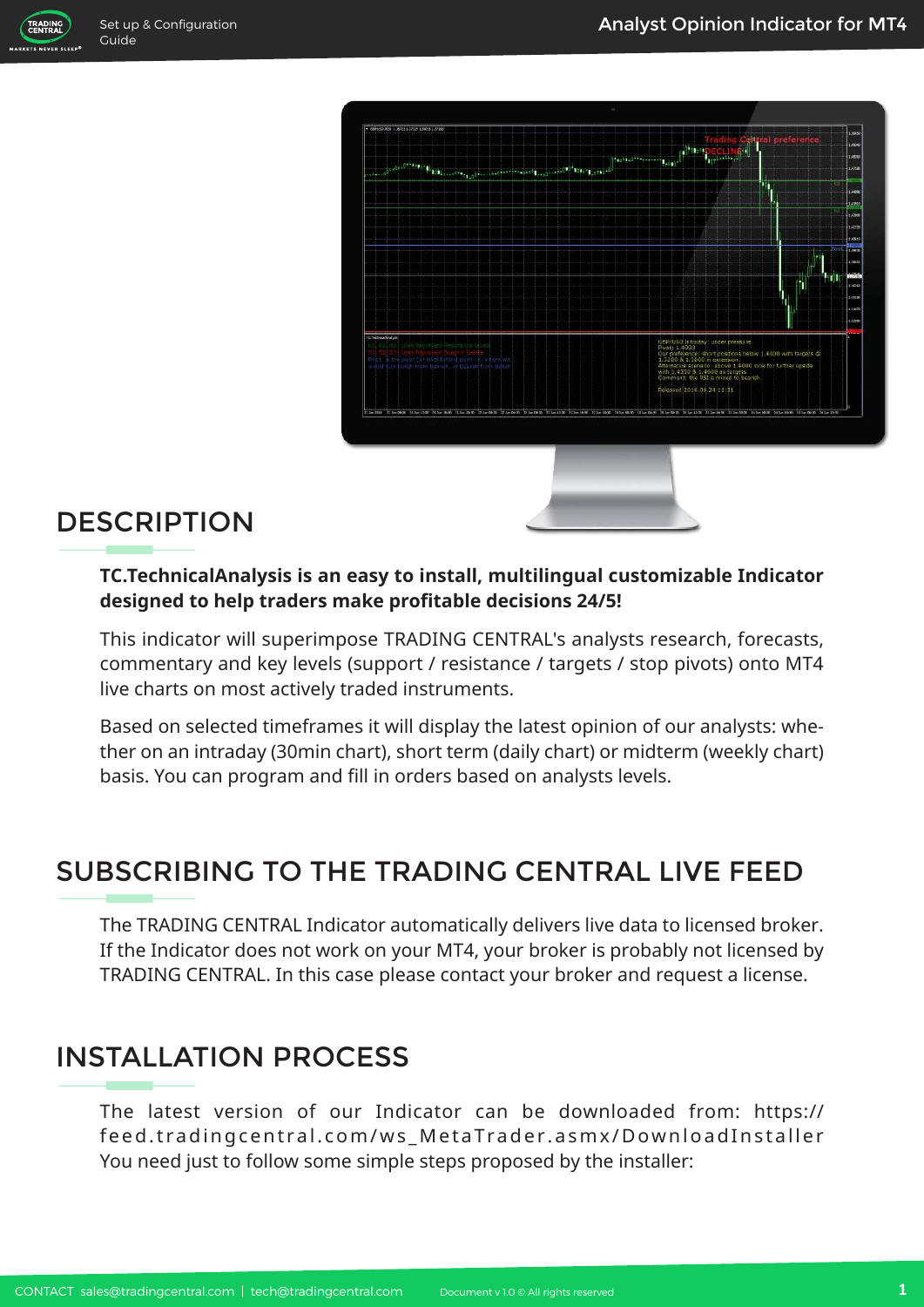## DESCRIPTION

**TC.TechnicalAnalysis is an easy to install, multilingual customizable Indicator designed to help traders make profitable decisions 24/5!**

This indicator will superimpose TRADING CENTRAL's analysts research, forecasts, commentary and key levels (support / resistance / targets / stop pivots) onto MT4 live charts on most actively traded instruments.

Based on selected timeframes it will display the latest opinion of our analysts: whether on an intraday (30min chart), short term (daily chart) or midterm (weekly chart) basis. You can program and fill in orders based on analysts levels.

## SUBSCRIBING TO THE TRADING CENTRAL LIVE FEED

The TRADING CENTRAL Indicator automatically delivers live data to licensed broker. If the Indicator does not work on your MT4, your broker is probably not licensed by TRADING CENTRAL. In this case please contact your broker and request a license.

## INSTALLATION PROCESS

The latest version of our Indicator can be downloaded from: https://feed.tradingcentral.com/ws_MetaTrader.asmx/DownloadInstaller
You need just to follow some simple steps proposed by the installer: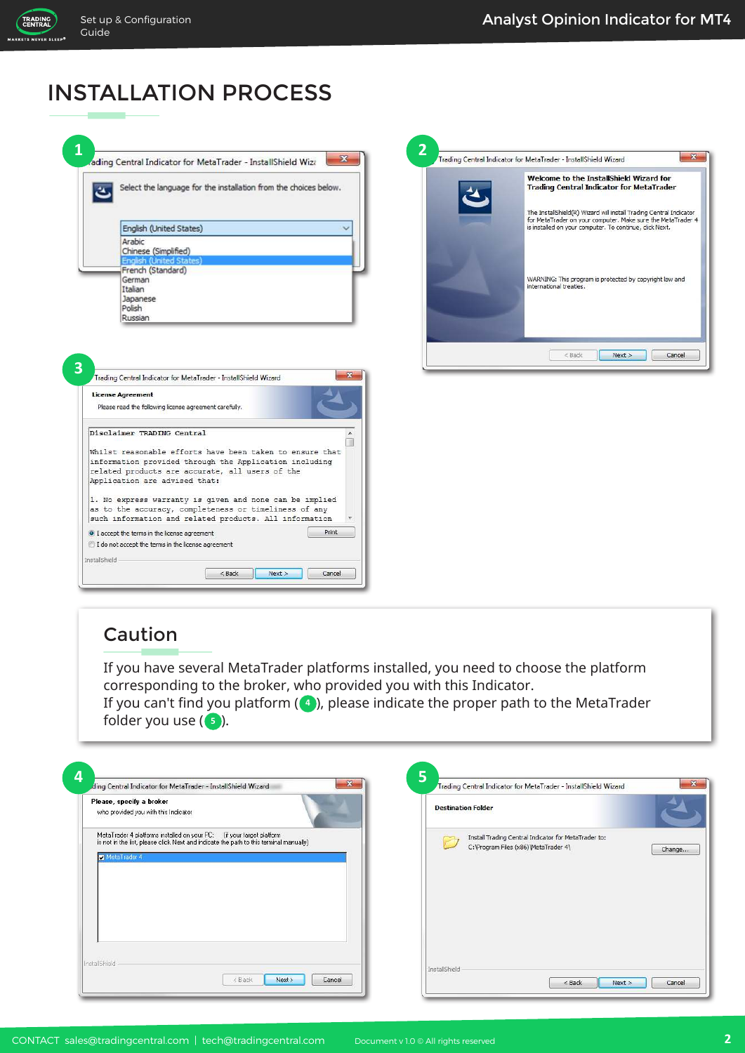# INSTALLATION PROCESS

**1**

rading Central Indicator for MetaTrader - InstallShield Wiz

Select the language for the installation from the choices below.

English (United States)

Arabic
Chinese (Simplified)
English (United States)
French (Standard)
German
Italian
Japanese
Polish
Russian

**2**

Trading Central Indicator for MetaTrader - InstallShield Wizard

**Welcome to the InstallShield Wizard for Trading Central Indicator for MetaTrader**

The InstallShield(R) Wizard will install Trading Central Indicator for MetaTrader on your computer. Make sure the MetaTrader 4 is installed on your computer. To continue, click Next.

WARNING: This program is protected by copyright law and international treaties.

< Back | Next > | Cancel

**3**

Trading Central Indicator for MetaTrader - InstallShield Wizard

**License Agreement**

Please read the following license agreement carefully.

```
Disclaimer TRADING Central

Whilst reasonable efforts have been taken to ensure that
information provided through the Application including
related products are accurate, all users of the
Application are advised that:

1. No express warranty is given and none can be implied
as to the accuracy, completeness or timeliness of any
such information and related products. All information
```

I accept the terms in the license agreement
I do not accept the terms in the license agreement

Print

InstallShield

< Back | Next > | Cancel

## Caution

If you have several MetaTrader platforms installed, you need to choose the platform corresponding to the broker, who provided you with this Indicator.
If you can't find you platform (4), please indicate the proper path to the MetaTrader folder you use (5).

**4**

ding Central Indicator for MetaTrader - InstallShield Wizard

**Please, specify a broker**

who provided you with this Indicator

MetaTrader 4 platforms installed on your PC: (If your target platform is not in the list, please click Next and indicate the path to this terminal manually)

MetaTrader 4

InstallShield

< Back | Next > | Cancel

**5**

Trading Central Indicator for MetaTrader - InstallShield Wizard

**Destination Folder**

Install Trading Central Indicator for MetaTrader to:
C:\Program Files (x86)\MetaTrader 4\

Change...

InstallShield

< Back | Next > | Cancel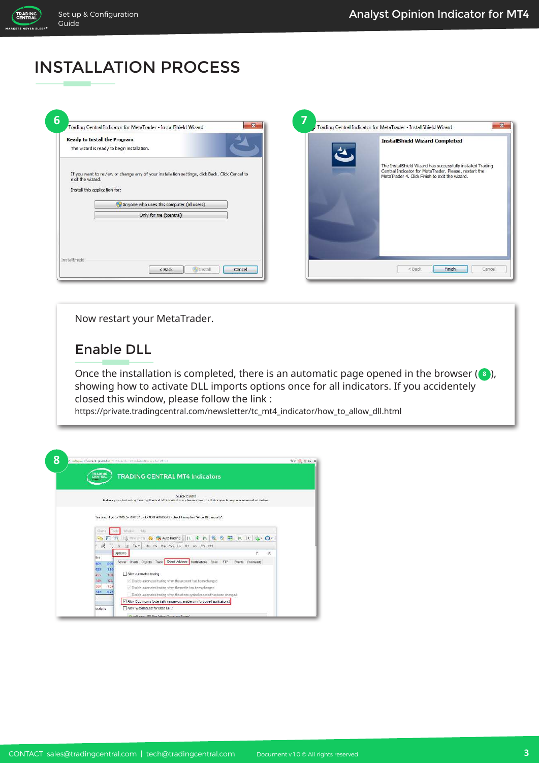# INSTALLATION PROCESS

6

Trading Central Indicator for MetaTrader - InstallShield Wizard

**Ready to Install the Program**

The wizard is ready to begin installation.

If you want to review or change any of your installation settings, click Back. Click Cancel to exit the wizard.

Install this application for:

Anyone who uses this computer (all users)

Only for me (tcentral)

InstallShield

< Back | Install | Cancel

7

Trading Central Indicator for MetaTrader - InstallShield Wizard

**InstallShield Wizard Completed**

The InstallShield Wizard has successfully installed Trading Central Indicator for MetaTrader. Please, restart the MetaTrader 4. Click Finish to exit the wizard.

< Back | Finish | Cancel

Now restart your MetaTrader.

## Enable DLL

Once the installation is completed, there is an automatic page opened in the browser (8), showing how to activate DLL imports options once for all indicators. If you accidentely closed this window, please follow the link :
https://private.tradingcentral.com/newsletter/tc_mt4_indicator/how_to_allow_dll.html

8

TRADING CENTRAL MT4 Indicators

QUICK GUIDE

You should go to TOOLS - OPTIONS - EXPERT ADVISORS - check the option "Allow DLL imports":

CONTACT sales@tradingcentral.com | tech@tradingcentral.com    Document v 1.0 © All rights reserved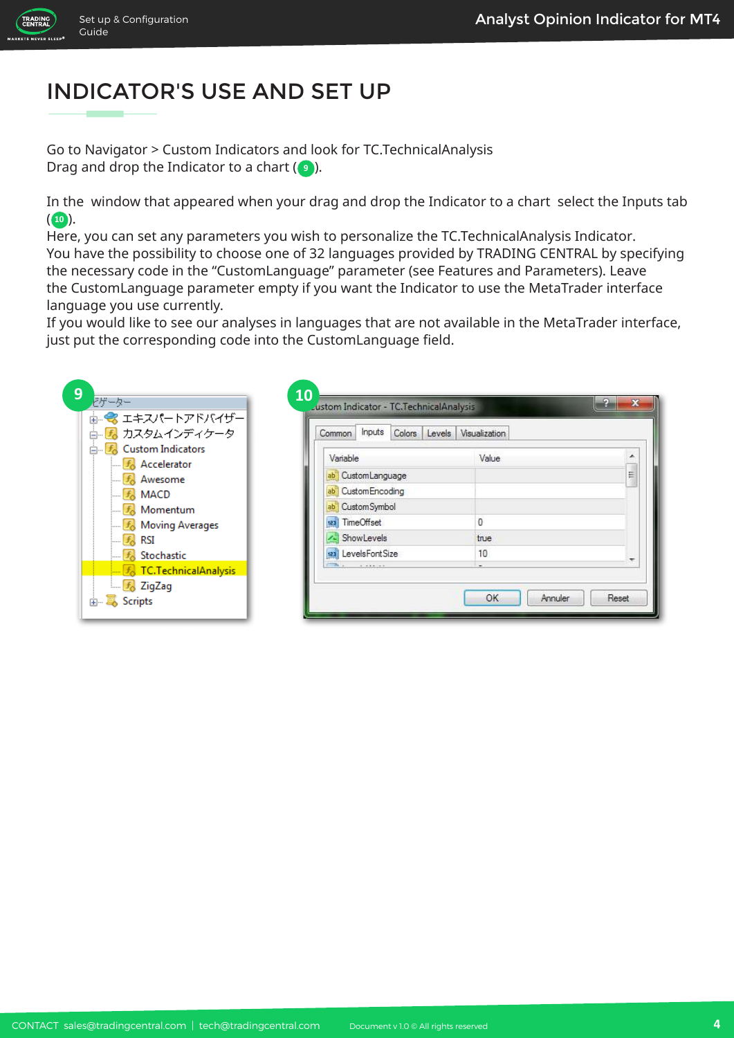# INDICATOR'S USE AND SET UP

Go to Navigator > Custom Indicators and look for TC.TechnicalAnalysis
Drag and drop the Indicator to a chart (9).

In the window that appeared when your drag and drop the Indicator to a chart select the Inputs tab (10).
Here, you can set any parameters you wish to personalize the TC.TechnicalAnalysis Indicator.
You have the possibility to choose one of 32 languages provided by TRADING CENTRAL by specifying the necessary code in the "CustomLanguage" parameter (see Features and Parameters). Leave the CustomLanguage parameter empty if you want the Indicator to use the MetaTrader interface language you use currently.
If you would like to see our analyses in languages that are not available in the MetaTrader interface, just put the corresponding code into the CustomLanguage field.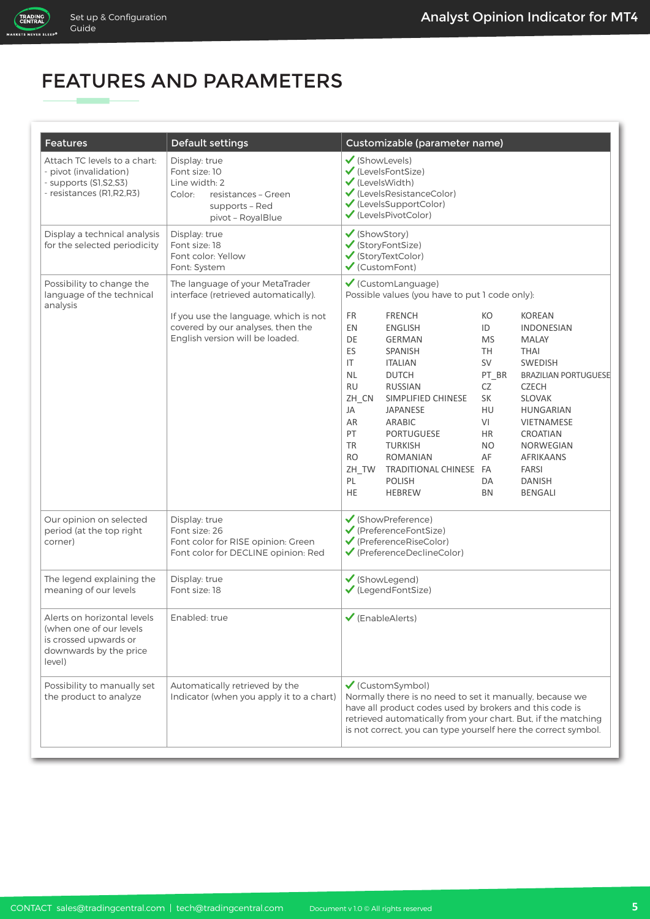# FEATURES AND PARAMETERS

| Features | Default settings | Customizable (parameter name) |
|---|---|---|
| Attach TC levels to a chart:<br>- pivot (invalidation)<br>- supports (S1,S2,S3)<br>- resistances (R1,R2,R3) | Display: true<br>Font size: 10<br>Line width: 2<br>Color: resistances – Green<br>supports – Red<br>pivot – RoyalBlue | ✔ (ShowLevels)<br>✔ (LevelsFontSize)<br>✔ (LevelsWidth)<br>✔ (LevelsResistanceColor)<br>✔ (LevelsSupportColor)<br>✔ (LevelsPivotColor) |
| Display a technical analysis for the selected periodicity | Display: true<br>Font size: 18<br>Font color: Yellow<br>Font: System | ✔ (ShowStory)<br>✔ (StoryFontSize)<br>✔ (StoryTextColor)<br>✔ (CustomFont) |
| Possibility to change the language of the technical analysis | The language of your MetaTrader interface (retrieved automatically).<br><br>If you use the language, which is not covered by our analyses, then the English version will be loaded. | ✔ (CustomLanguage)<br>Possible values (you have to put 1 code only):<br><br>FR FRENCH, EN ENGLISH, DE GERMAN, ES SPANISH, IT ITALIAN, NL DUTCH, RU RUSSIAN, ZH_CN SIMPLIFIED CHINESE, JA JAPANESE, AR ARABIC, PT PORTUGUESE, TR TURKISH, RO ROMANIAN, ZH_TW TRADITIONAL CHINESE, PL POLISH, HE HEBREW, KO KOREAN, ID INDONESIAN, MS MALAY, TH THAI, SV SWEDISH, PT_BR BRAZILIAN PORTUGUESE, CZ CZECH, SK SLOVAK, HU HUNGARIAN, VI VIETNAMESE, HR CROATIAN, NO NORWEGIAN, AF AFRIKAANS, FA FARSI, DA DANISH, BN BENGALI |
| Our opinion on selected period (at the top right corner) | Display: true<br>Font size: 26<br>Font color for RISE opinion: Green<br>Font color for DECLINE opinion: Red | ✔ (ShowPreference)<br>✔ (PreferenceFontSize)<br>✔ (PreferenceRiseColor)<br>✔ (PreferenceDeclineColor) |
| The legend explaining the meaning of our levels | Display: true<br>Font size: 18 | ✔ (ShowLegend)<br>✔ (LegendFontSize) |
| Alerts on horizontal levels (when one of our levels is crossed upwards or downwards by the price level) | Enabled: true | ✔ (EnableAlerts) |
| Possibility to manually set the product to analyze | Automatically retrieved by the Indicator (when you apply it to a chart) | ✔ (CustomSymbol)<br>Normally there is no need to set it manually, because we have all product codes used by brokers and this code is retrieved automatically from your chart. But, if the matching is not correct, you can type yourself here the correct symbol. |

CONTACT sales@tradingcentral.com | tech@tradingcentral.com

Document v 1.0 © All rights reserved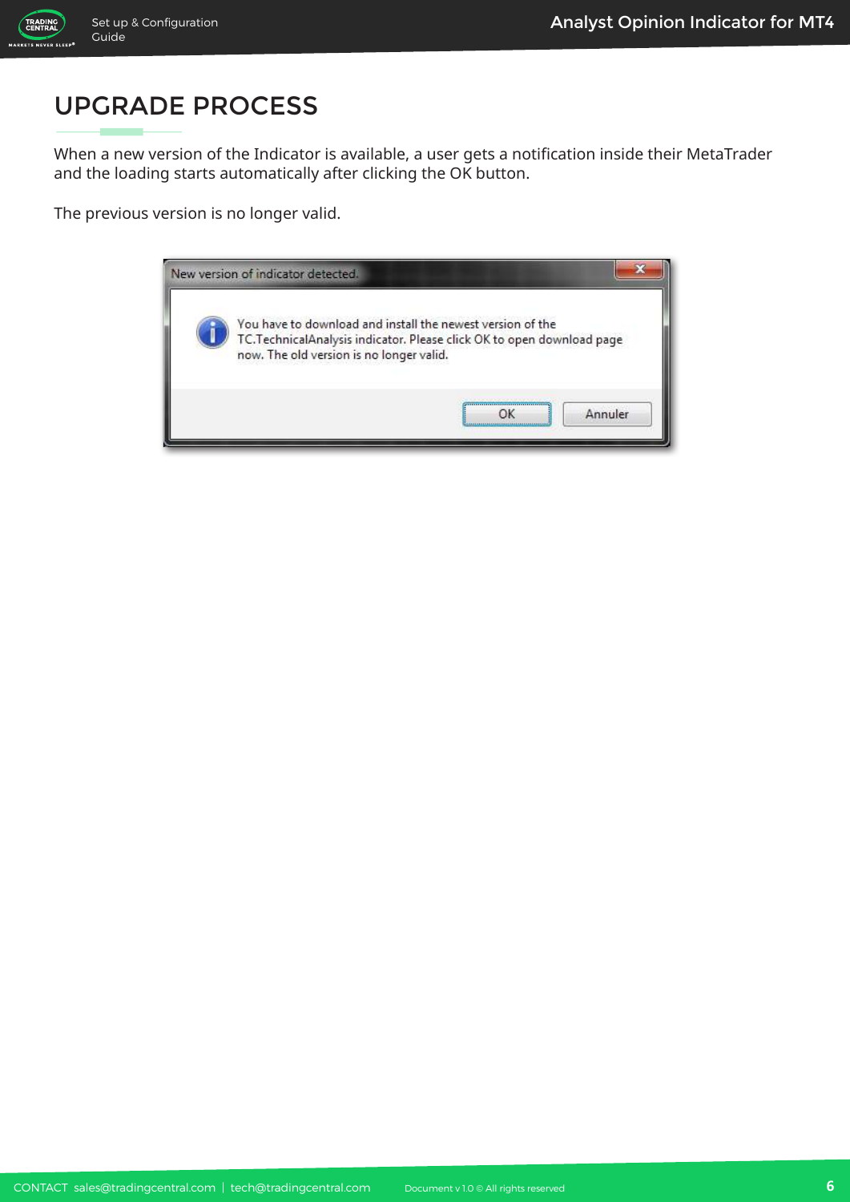# UPGRADE PROCESS

When a new version of the Indicator is available, a user gets a notification inside their MetaTrader and the loading starts automatically after clicking the OK button.

The previous version is no longer valid.

New version of indicator detected.

You have to download and install the newest version of the TC.TechnicalAnalysis indicator. Please click OK to open download page now. The old version is no longer valid.

OK Annuler

CONTACT sales@tradingcentral.com | tech@tradingcentral.com

Document v 1.0 © All rights reserved